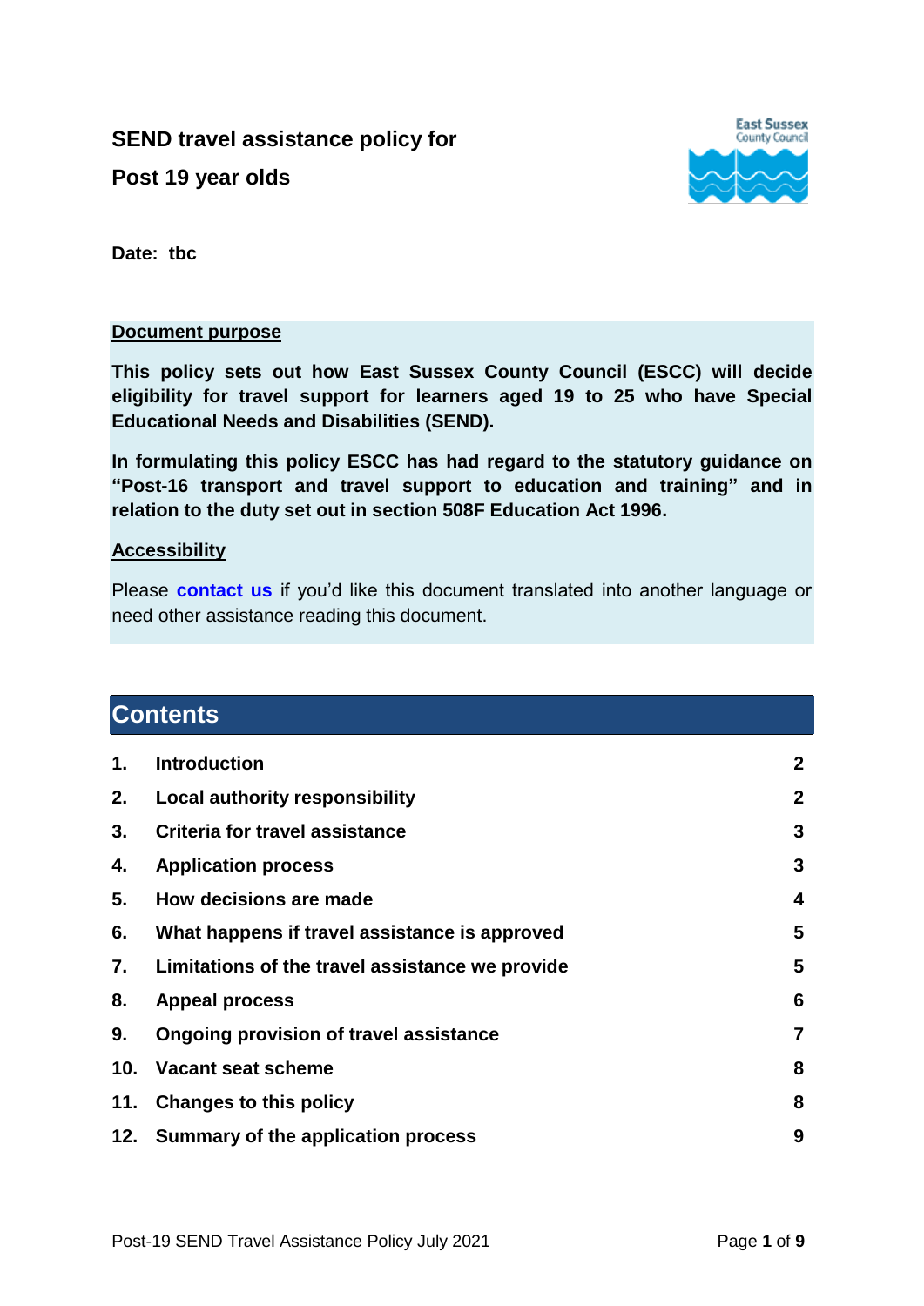# SEND travel assistance policy for Post 19 year olds

**Date: tbc**

**Document purpose**

**This policy sets out how East Sussex County Council (ESCC) will decide eligibility for travel support for learners aged 19 to 25 who have Special Educational Needs and Disabilities (SEND).**

**In formulating this policy ESCC has had regard to the statutory guidance on "Post-16 transport and travel support to education and training" and in relation to the duty set out in section 508F Education Act 1996.**

**Accessibility**

Please **contact us** if you'd like this document translated into another language or need other assistance reading this document.

## Contents

| | | |
|---|---|---|
| 1. | Introduction | 2 |
| 2. | Local authority responsibility | 2 |
| 3. | Criteria for travel assistance | 3 |
| 4. | Application process | 3 |
| 5. | How decisions are made | 4 |
| 6. | What happens if travel assistance is approved | 5 |
| 7. | Limitations of the travel assistance we provide | 5 |
| 8. | Appeal process | 6 |
| 9. | Ongoing provision of travel assistance | 7 |
| 10. | Vacant seat scheme | 8 |
| 11. | Changes to this policy | 8 |
| 12. | Summary of the application process | 9 |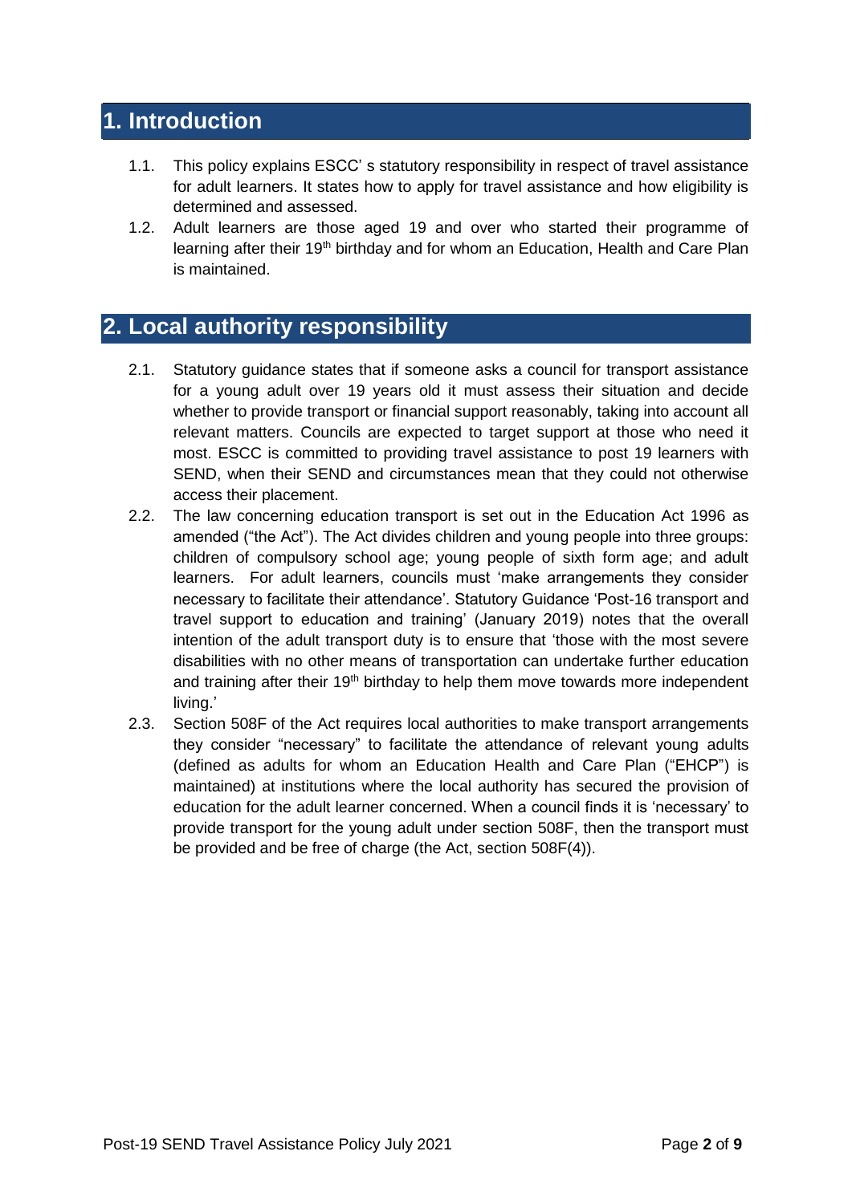## 1. Introduction

1.1. This policy explains ESCC' s statutory responsibility in respect of travel assistance for adult learners. It states how to apply for travel assistance and how eligibility is determined and assessed.

1.2. Adult learners are those aged 19 and over who started their programme of learning after their 19th birthday and for whom an Education, Health and Care Plan is maintained.

## 2. Local authority responsibility

2.1. Statutory guidance states that if someone asks a council for transport assistance for a young adult over 19 years old it must assess their situation and decide whether to provide transport or financial support reasonably, taking into account all relevant matters. Councils are expected to target support at those who need it most. ESCC is committed to providing travel assistance to post 19 learners with SEND, when their SEND and circumstances mean that they could not otherwise access their placement.

2.2. The law concerning education transport is set out in the Education Act 1996 as amended ("the Act"). The Act divides children and young people into three groups: children of compulsory school age; young people of sixth form age; and adult learners. For adult learners, councils must 'make arrangements they consider necessary to facilitate their attendance'. Statutory Guidance 'Post-16 transport and travel support to education and training' (January 2019) notes that the overall intention of the adult transport duty is to ensure that 'those with the most severe disabilities with no other means of transportation can undertake further education and training after their 19th birthday to help them move towards more independent living.'

2.3. Section 508F of the Act requires local authorities to make transport arrangements they consider "necessary" to facilitate the attendance of relevant young adults (defined as adults for whom an Education Health and Care Plan ("EHCP") is maintained) at institutions where the local authority has secured the provision of education for the adult learner concerned. When a council finds it is 'necessary' to provide transport for the young adult under section 508F, then the transport must be provided and be free of charge (the Act, section 508F(4)).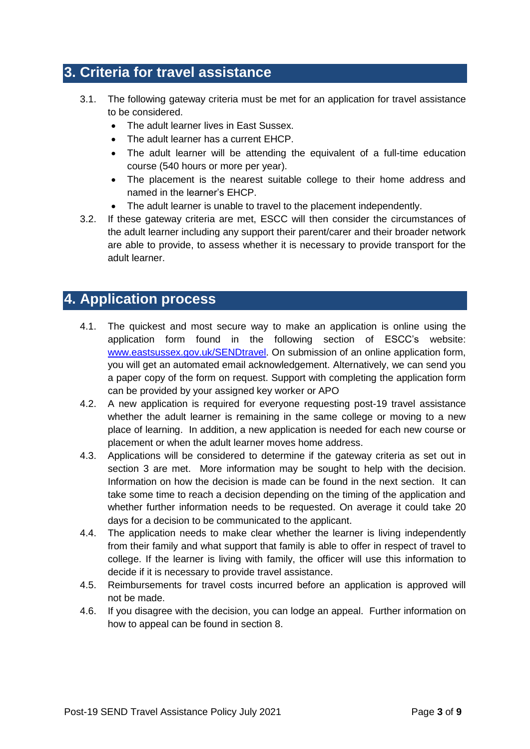## 3. Criteria for travel assistance

3.1. The following gateway criteria must be met for an application for travel assistance to be considered.

- The adult learner lives in East Sussex.
- The adult learner has a current EHCP.
- The adult learner will be attending the equivalent of a full-time education course (540 hours or more per year).
- The placement is the nearest suitable college to their home address and named in the learner's EHCP.
- The adult learner is unable to travel to the placement independently.

3.2. If these gateway criteria are met, ESCC will then consider the circumstances of the adult learner including any support their parent/carer and their broader network are able to provide, to assess whether it is necessary to provide transport for the adult learner.

## 4. Application process

4.1. The quickest and most secure way to make an application is online using the application form found in the following section of ESCC's website: [www.eastsussex.gov.uk/SENDtravel](www.eastsussex.gov.uk/SENDtravel). On submission of an online application form, you will get an automated email acknowledgement. Alternatively, we can send you a paper copy of the form on request. Support with completing the application form can be provided by your assigned key worker or APO

4.2. A new application is required for everyone requesting post-19 travel assistance whether the adult learner is remaining in the same college or moving to a new place of learning. In addition, a new application is needed for each new course or placement or when the adult learner moves home address.

4.3. Applications will be considered to determine if the gateway criteria as set out in section 3 are met. More information may be sought to help with the decision. Information on how the decision is made can be found in the next section. It can take some time to reach a decision depending on the timing of the application and whether further information needs to be requested. On average it could take 20 days for a decision to be communicated to the applicant.

4.4. The application needs to make clear whether the learner is living independently from their family and what support that family is able to offer in respect of travel to college. If the learner is living with family, the officer will use this information to decide if it is necessary to provide travel assistance.

4.5. Reimbursements for travel costs incurred before an application is approved will not be made.

4.6. If you disagree with the decision, you can lodge an appeal. Further information on how to appeal can be found in section 8.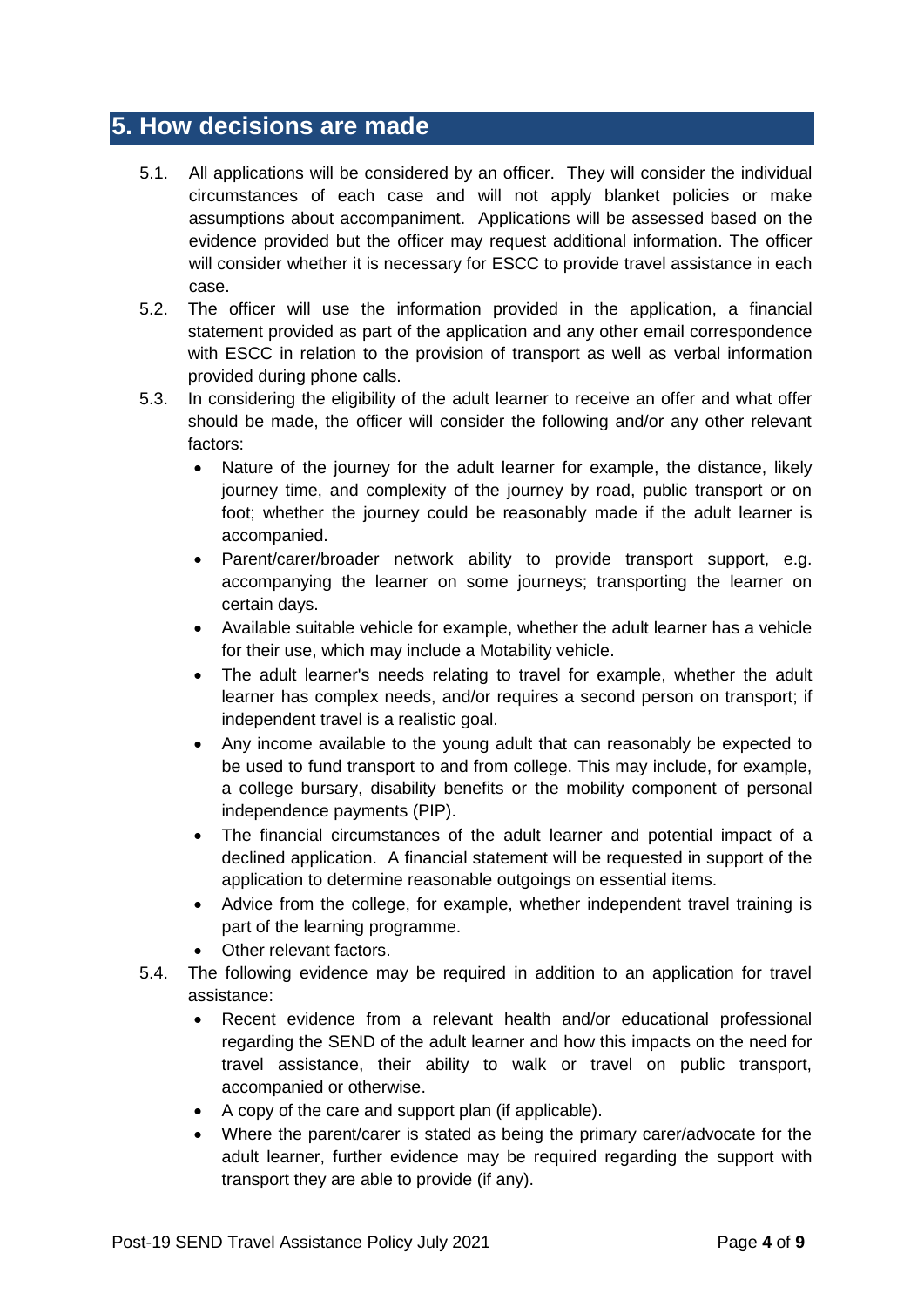## 5. How decisions are made

5.1. All applications will be considered by an officer. They will consider the individual circumstances of each case and will not apply blanket policies or make assumptions about accompaniment. Applications will be assessed based on the evidence provided but the officer may request additional information. The officer will consider whether it is necessary for ESCC to provide travel assistance in each case.

5.2. The officer will use the information provided in the application, a financial statement provided as part of the application and any other email correspondence with ESCC in relation to the provision of transport as well as verbal information provided during phone calls.

5.3. In considering the eligibility of the adult learner to receive an offer and what offer should be made, the officer will consider the following and/or any other relevant factors:

- Nature of the journey for the adult learner for example, the distance, likely journey time, and complexity of the journey by road, public transport or on foot; whether the journey could be reasonably made if the adult learner is accompanied.
- Parent/carer/broader network ability to provide transport support, e.g. accompanying the learner on some journeys; transporting the learner on certain days.
- Available suitable vehicle for example, whether the adult learner has a vehicle for their use, which may include a Motability vehicle.
- The adult learner's needs relating to travel for example, whether the adult learner has complex needs, and/or requires a second person on transport; if independent travel is a realistic goal.
- Any income available to the young adult that can reasonably be expected to be used to fund transport to and from college. This may include, for example, a college bursary, disability benefits or the mobility component of personal independence payments (PIP).
- The financial circumstances of the adult learner and potential impact of a declined application. A financial statement will be requested in support of the application to determine reasonable outgoings on essential items.
- Advice from the college, for example, whether independent travel training is part of the learning programme.
- Other relevant factors.

5.4. The following evidence may be required in addition to an application for travel assistance:

- Recent evidence from a relevant health and/or educational professional regarding the SEND of the adult learner and how this impacts on the need for travel assistance, their ability to walk or travel on public transport, accompanied or otherwise.
- A copy of the care and support plan (if applicable).
- Where the parent/carer is stated as being the primary carer/advocate for the adult learner, further evidence may be required regarding the support with transport they are able to provide (if any).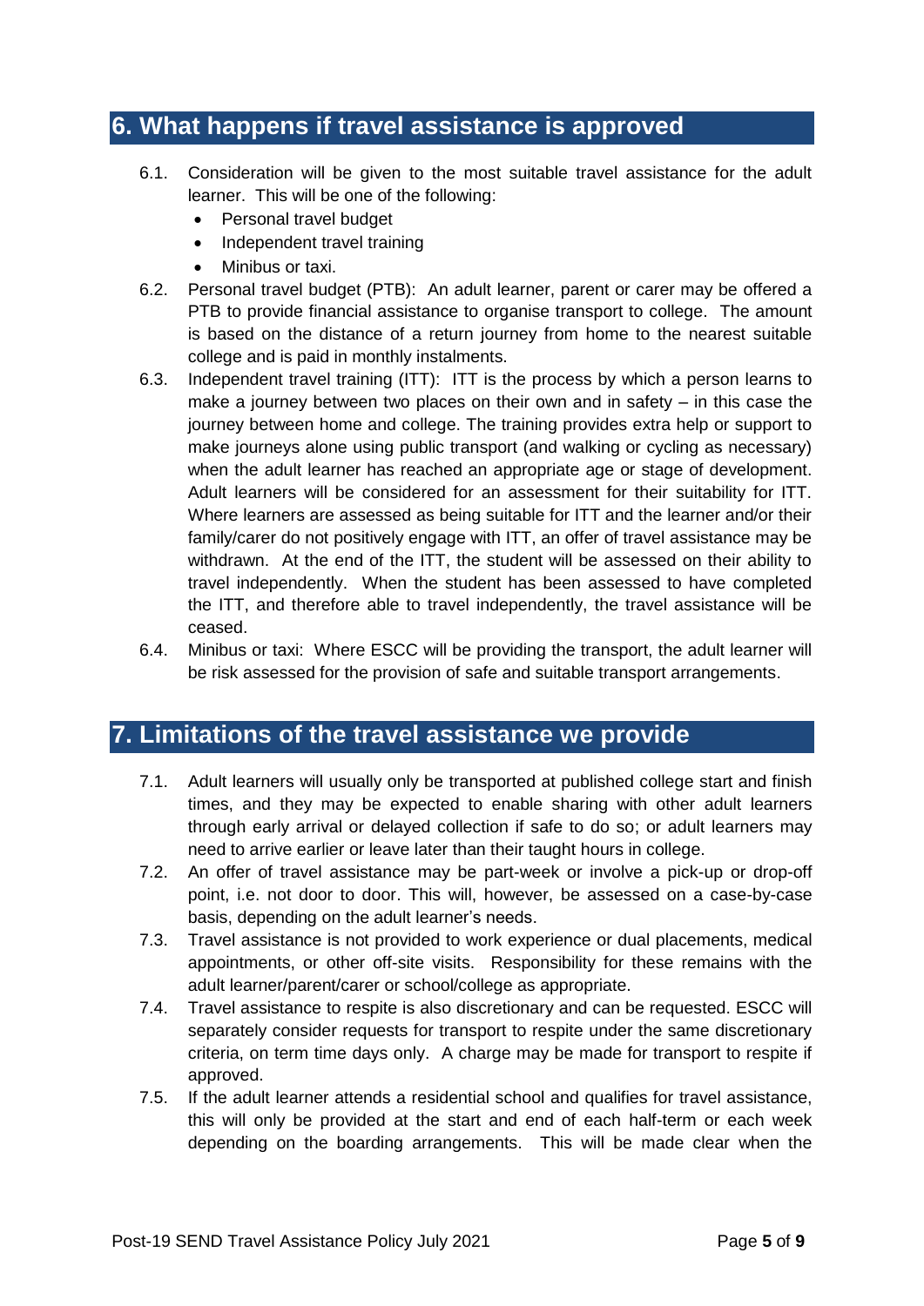## 6. What happens if travel assistance is approved

6.1. Consideration will be given to the most suitable travel assistance for the adult learner. This will be one of the following:

- Personal travel budget
- Independent travel training
- Minibus or taxi.

6.2. Personal travel budget (PTB): An adult learner, parent or carer may be offered a PTB to provide financial assistance to organise transport to college. The amount is based on the distance of a return journey from home to the nearest suitable college and is paid in monthly instalments.

6.3. Independent travel training (ITT): ITT is the process by which a person learns to make a journey between two places on their own and in safety – in this case the journey between home and college. The training provides extra help or support to make journeys alone using public transport (and walking or cycling as necessary) when the adult learner has reached an appropriate age or stage of development. Adult learners will be considered for an assessment for their suitability for ITT. Where learners are assessed as being suitable for ITT and the learner and/or their family/carer do not positively engage with ITT, an offer of travel assistance may be withdrawn. At the end of the ITT, the student will be assessed on their ability to travel independently. When the student has been assessed to have completed the ITT, and therefore able to travel independently, the travel assistance will be ceased.

6.4. Minibus or taxi: Where ESCC will be providing the transport, the adult learner will be risk assessed for the provision of safe and suitable transport arrangements.

## 7. Limitations of the travel assistance we provide

7.1. Adult learners will usually only be transported at published college start and finish times, and they may be expected to enable sharing with other adult learners through early arrival or delayed collection if safe to do so; or adult learners may need to arrive earlier or leave later than their taught hours in college.

7.2. An offer of travel assistance may be part-week or involve a pick-up or drop-off point, i.e. not door to door. This will, however, be assessed on a case-by-case basis, depending on the adult learner's needs.

7.3. Travel assistance is not provided to work experience or dual placements, medical appointments, or other off-site visits. Responsibility for these remains with the adult learner/parent/carer or school/college as appropriate.

7.4. Travel assistance to respite is also discretionary and can be requested. ESCC will separately consider requests for transport to respite under the same discretionary criteria, on term time days only. A charge may be made for transport to respite if approved.

7.5. If the adult learner attends a residential school and qualifies for travel assistance, this will only be provided at the start and end of each half-term or each week depending on the boarding arrangements. This will be made clear when the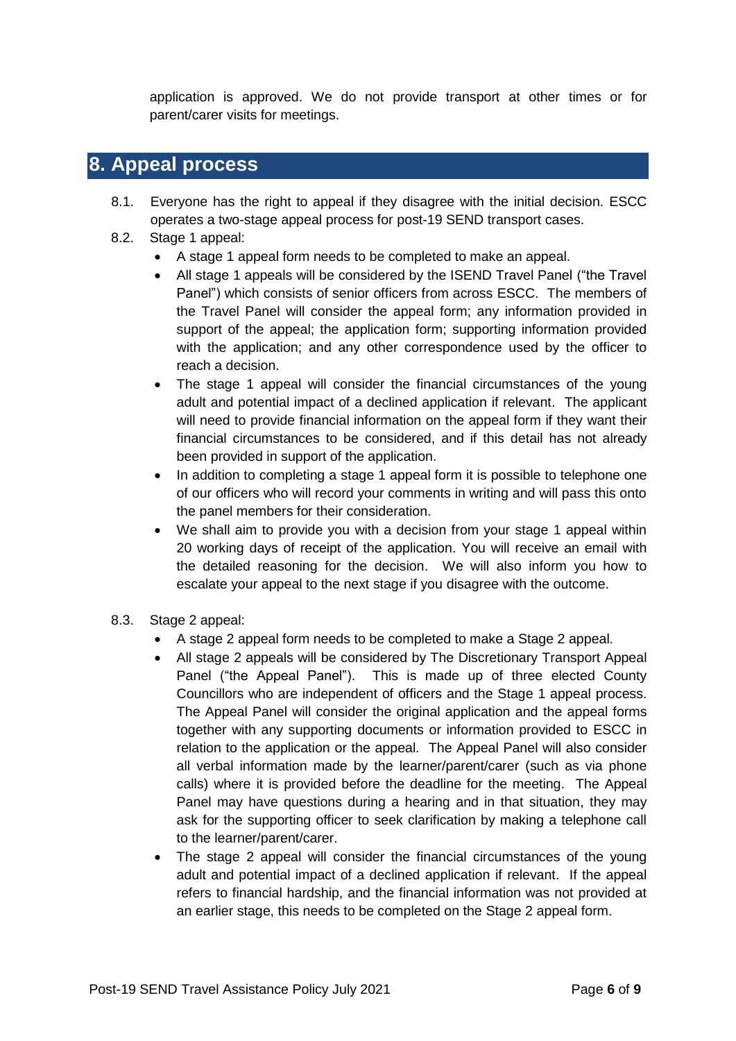application is approved. We do not provide transport at other times or for parent/carer visits for meetings.

## 8. Appeal process

8.1. Everyone has the right to appeal if they disagree with the initial decision. ESCC operates a two-stage appeal process for post-19 SEND transport cases.

8.2. Stage 1 appeal:

- A stage 1 appeal form needs to be completed to make an appeal.
- All stage 1 appeals will be considered by the ISEND Travel Panel ("the Travel Panel") which consists of senior officers from across ESCC. The members of the Travel Panel will consider the appeal form; any information provided in support of the appeal; the application form; supporting information provided with the application; and any other correspondence used by the officer to reach a decision.
- The stage 1 appeal will consider the financial circumstances of the young adult and potential impact of a declined application if relevant. The applicant will need to provide financial information on the appeal form if they want their financial circumstances to be considered, and if this detail has not already been provided in support of the application.
- In addition to completing a stage 1 appeal form it is possible to telephone one of our officers who will record your comments in writing and will pass this onto the panel members for their consideration.
- We shall aim to provide you with a decision from your stage 1 appeal within 20 working days of receipt of the application. You will receive an email with the detailed reasoning for the decision. We will also inform you how to escalate your appeal to the next stage if you disagree with the outcome.

8.3. Stage 2 appeal:

- A stage 2 appeal form needs to be completed to make a Stage 2 appeal.
- All stage 2 appeals will be considered by The Discretionary Transport Appeal Panel ("the Appeal Panel"). This is made up of three elected County Councillors who are independent of officers and the Stage 1 appeal process. The Appeal Panel will consider the original application and the appeal forms together with any supporting documents or information provided to ESCC in relation to the application or the appeal. The Appeal Panel will also consider all verbal information made by the learner/parent/carer (such as via phone calls) where it is provided before the deadline for the meeting. The Appeal Panel may have questions during a hearing and in that situation, they may ask for the supporting officer to seek clarification by making a telephone call to the learner/parent/carer.
- The stage 2 appeal will consider the financial circumstances of the young adult and potential impact of a declined application if relevant. If the appeal refers to financial hardship, and the financial information was not provided at an earlier stage, this needs to be completed on the Stage 2 appeal form.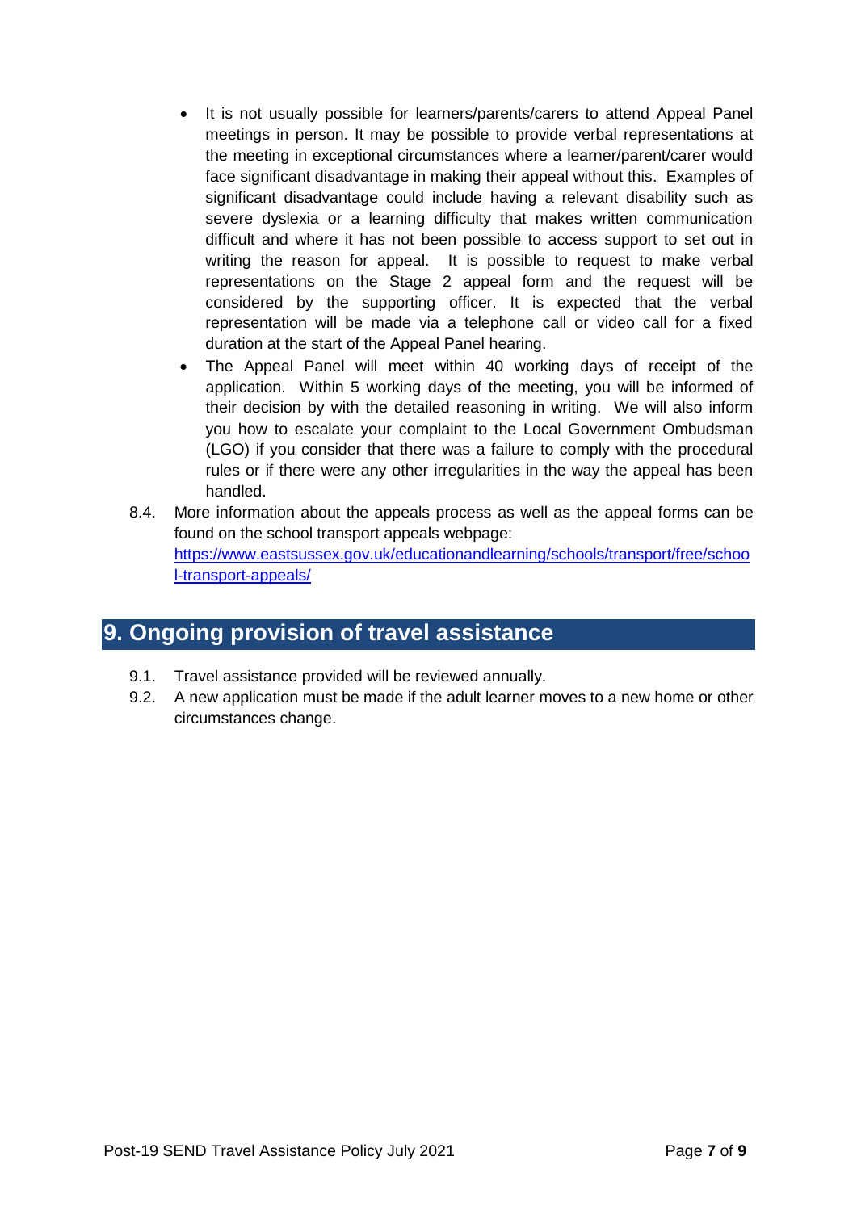- It is not usually possible for learners/parents/carers to attend Appeal Panel meetings in person. It may be possible to provide verbal representations at the meeting in exceptional circumstances where a learner/parent/carer would face significant disadvantage in making their appeal without this. Examples of significant disadvantage could include having a relevant disability such as severe dyslexia or a learning difficulty that makes written communication difficult and where it has not been possible to access support to set out in writing the reason for appeal. It is possible to request to make verbal representations on the Stage 2 appeal form and the request will be considered by the supporting officer. It is expected that the verbal representation will be made via a telephone call or video call for a fixed duration at the start of the Appeal Panel hearing.
- The Appeal Panel will meet within 40 working days of receipt of the application. Within 5 working days of the meeting, you will be informed of their decision by with the detailed reasoning in writing. We will also inform you how to escalate your complaint to the Local Government Ombudsman (LGO) if you consider that there was a failure to comply with the procedural rules or if there were any other irregularities in the way the appeal has been handled.

8.4. More information about the appeals process as well as the appeal forms can be found on the school transport appeals webpage: [https://www.eastsussex.gov.uk/educationandlearning/schools/transport/free/school-transport-appeals/](https://www.eastsussex.gov.uk/educationandlearning/schools/transport/free/school-transport-appeals/)

## 9. Ongoing provision of travel assistance

9.1. Travel assistance provided will be reviewed annually.

9.2. A new application must be made if the adult learner moves to a new home or other circumstances change.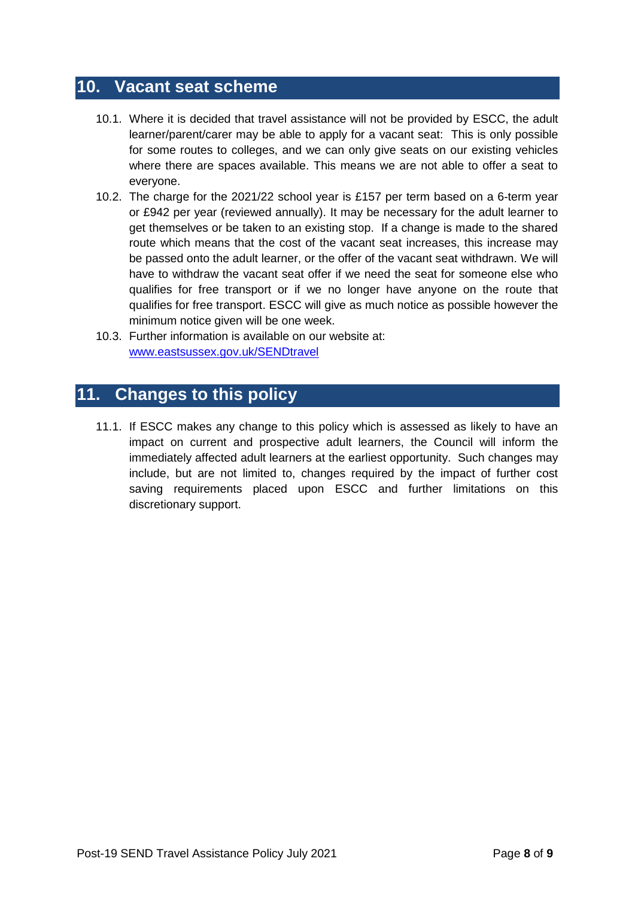## 10. Vacant seat scheme

10.1. Where it is decided that travel assistance will not be provided by ESCC, the adult learner/parent/carer may be able to apply for a vacant seat: This is only possible for some routes to colleges, and we can only give seats on our existing vehicles where there are spaces available. This means we are not able to offer a seat to everyone.

10.2. The charge for the 2021/22 school year is £157 per term based on a 6-term year or £942 per year (reviewed annually). It may be necessary for the adult learner to get themselves or be taken to an existing stop. If a change is made to the shared route which means that the cost of the vacant seat increases, this increase may be passed onto the adult learner, or the offer of the vacant seat withdrawn. We will have to withdraw the vacant seat offer if we need the seat for someone else who qualifies for free transport or if we no longer have anyone on the route that qualifies for free transport. ESCC will give as much notice as possible however the minimum notice given will be one week.

10.3. Further information is available on our website at: [www.eastsussex.gov.uk/SENDtravel](http://www.eastsussex.gov.uk/SENDtravel)

## 11. Changes to this policy

11.1. If ESCC makes any change to this policy which is assessed as likely to have an impact on current and prospective adult learners, the Council will inform the immediately affected adult learners at the earliest opportunity. Such changes may include, but are not limited to, changes required by the impact of further cost saving requirements placed upon ESCC and further limitations on this discretionary support.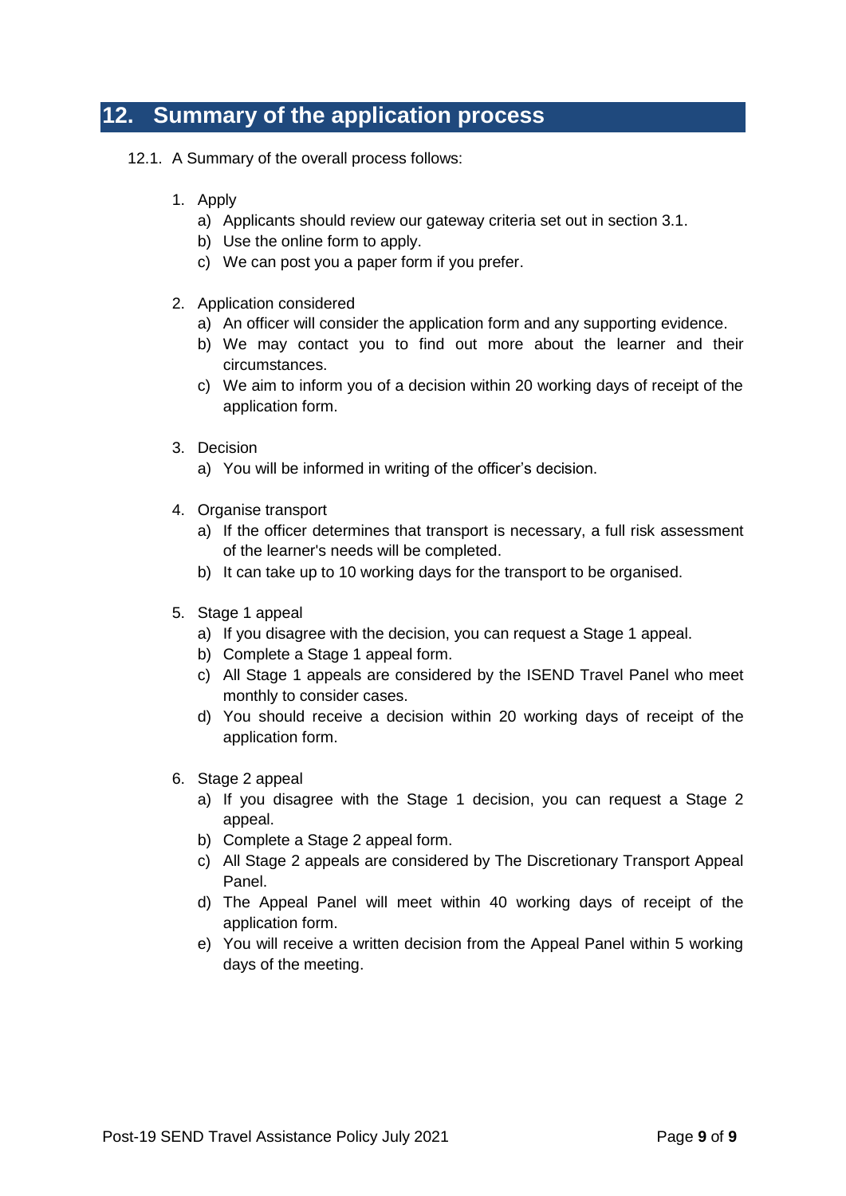## 12. Summary of the application process

12.1. A Summary of the overall process follows:

1. Apply
   a) Applicants should review our gateway criteria set out in section 3.1.
   b) Use the online form to apply.
   c) We can post you a paper form if you prefer.

2. Application considered
   a) An officer will consider the application form and any supporting evidence.
   b) We may contact you to find out more about the learner and their circumstances.
   c) We aim to inform you of a decision within 20 working days of receipt of the application form.

3. Decision
   a) You will be informed in writing of the officer's decision.

4. Organise transport
   a) If the officer determines that transport is necessary, a full risk assessment of the learner's needs will be completed.
   b) It can take up to 10 working days for the transport to be organised.

5. Stage 1 appeal
   a) If you disagree with the decision, you can request a Stage 1 appeal.
   b) Complete a Stage 1 appeal form.
   c) All Stage 1 appeals are considered by the ISEND Travel Panel who meet monthly to consider cases.
   d) You should receive a decision within 20 working days of receipt of the application form.

6. Stage 2 appeal
   a) If you disagree with the Stage 1 decision, you can request a Stage 2 appeal.
   b) Complete a Stage 2 appeal form.
   c) All Stage 2 appeals are considered by The Discretionary Transport Appeal Panel.
   d) The Appeal Panel will meet within 40 working days of receipt of the application form.
   e) You will receive a written decision from the Appeal Panel within 5 working days of the meeting.